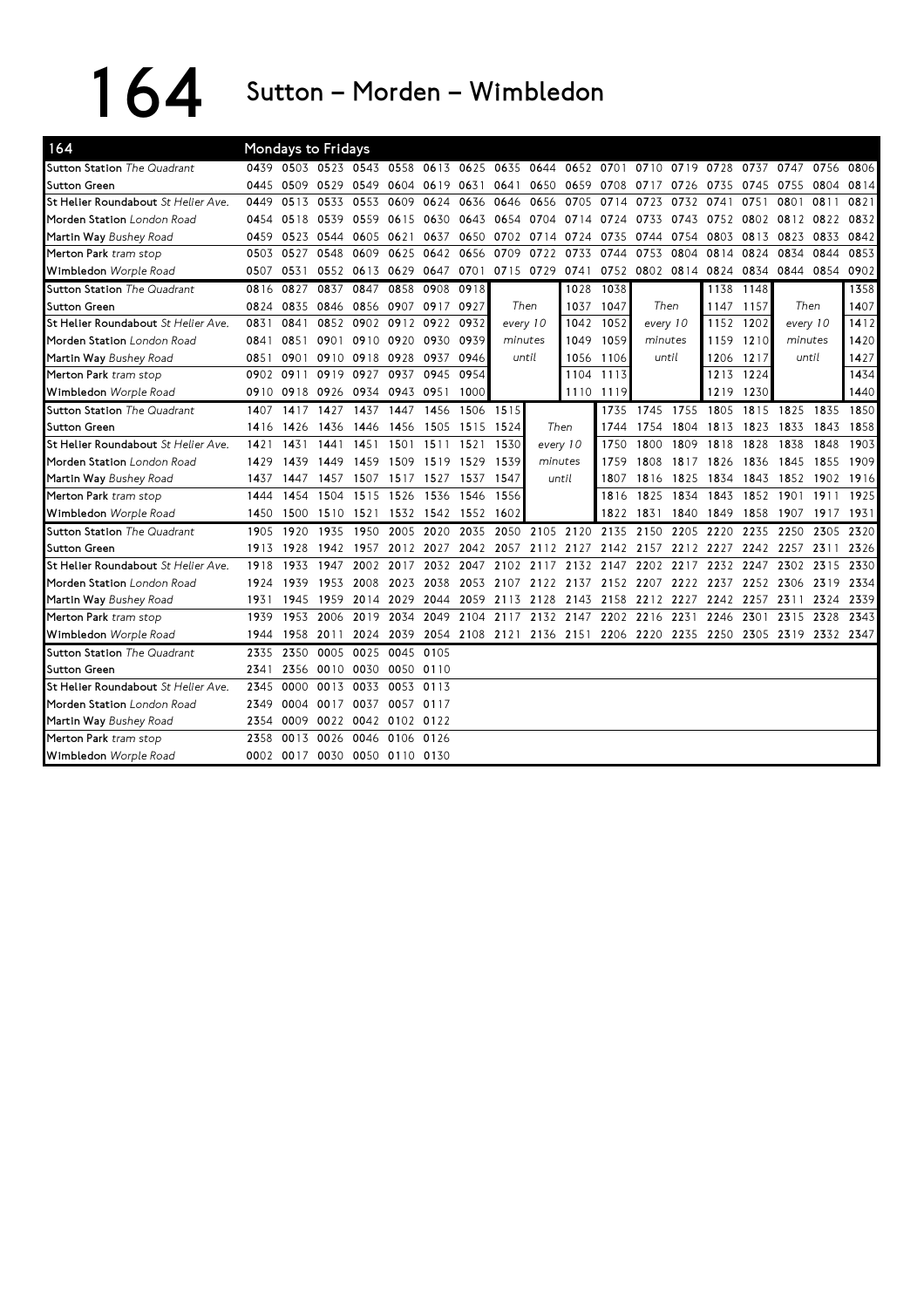# 164 Sutton – Morden – Wimbledon

| 164 | Mondays to Fridays | | | | | | | | | | | | | | | | | |
|---|---|---|---|---|---|---|---|---|---|---|---|---|---|---|---|---|---|---|
| **Sutton Station** *The Quadrant* | 0439 | 0503 | 0523 | 0543 | 0558 | 0613 | 0625 | 0635 | 0644 | 0652 | 0701 | 0710 | 0719 | 0728 | 0737 | 0747 | 0756 | 0806 |
| **Sutton Green** | 0445 | 0509 | 0529 | 0549 | 0604 | 0619 | 0631 | 0641 | 0650 | 0659 | 0708 | 0717 | 0726 | 0735 | 0745 | 0755 | 0804 | 0814 |
| **St Helier Roundabout** *St Helier Ave.* | 0449 | 0513 | 0533 | 0553 | 0609 | 0624 | 0636 | 0646 | 0656 | 0705 | 0714 | 0723 | 0732 | 0741 | 0751 | 0801 | 0811 | 0821 |
| **Morden Station** *London Road* | 0454 | 0518 | 0539 | 0559 | 0615 | 0630 | 0643 | 0654 | 0704 | 0714 | 0724 | 0733 | 0743 | 0752 | 0802 | 0812 | 0822 | 0832 |
| **Martin Way** *Bushey Road* | 0459 | 0523 | 0544 | 0605 | 0621 | 0637 | 0650 | 0702 | 0714 | 0724 | 0735 | 0744 | 0754 | 0803 | 0813 | 0823 | 0833 | 0842 |
| **Merton Park** *tram stop* | 0503 | 0527 | 0548 | 0609 | 0625 | 0642 | 0656 | 0709 | 0722 | 0733 | 0744 | 0753 | 0804 | 0814 | 0824 | 0834 | 0844 | 0853 |
| **Wimbledon** *Worple Road* | 0507 | 0531 | 0552 | 0613 | 0629 | 0647 | 0701 | 0715 | 0729 | 0741 | 0752 | 0802 | 0814 | 0824 | 0834 | 0844 | 0854 | 0902 |

| 164 | | | | | | | | | | | | | | | | | | |
|---|---|---|---|---|---|---|---|---|---|---|---|---|---|---|---|---|---|---|
| **Sutton Station** *The Quadrant* | 0816 | 0827 | 0837 | 0847 | 0858 | 0908 | 0918 | | | 1028 | 1038 | | | 1138 | 1148 | | | 1358 |
| **Sutton Green** | 0824 | 0835 | 0846 | 0856 | 0907 | 0917 | 0927 | *Then* | | 1037 | 1047 | *Then* | | 1147 | 1157 | *Then* | | 1407 |
| **St Helier Roundabout** *St Helier Ave.* | 0831 | 0841 | 0852 | 0902 | 0912 | 0922 | 0932 | *every 10* | | 1042 | 1052 | *every 10* | | 1152 | 1202 | *every 10* | | 1412 |
| **Morden Station** *London Road* | 0841 | 0851 | 0901 | 0910 | 0920 | 0930 | 0939 | *minutes* | | 1049 | 1059 | *minutes* | | 1159 | 1210 | *minutes* | | 1420 |
| **Martin Way** *Bushey Road* | 0851 | 0901 | 0910 | 0918 | 0928 | 0937 | 0946 | *until* | | 1056 | 1106 | *until* | | 1206 | 1217 | *until* | | 1427 |
| **Merton Park** *tram stop* | 0902 | 0911 | 0919 | 0927 | 0937 | 0945 | 0954 | | | 1104 | 1113 | | | 1213 | 1224 | | | 1434 |
| **Wimbledon** *Worple Road* | 0910 | 0918 | 0926 | 0934 | 0943 | 0951 | 1000 | | | 1110 | 1119 | | | 1219 | 1230 | | | 1440 |

| 164 | | | | | | | | | | | | | | | | | | |
|---|---|---|---|---|---|---|---|---|---|---|---|---|---|---|---|---|---|---|
| **Sutton Station** *The Quadrant* | 1407 | 1417 | 1427 | 1437 | 1447 | 1456 | 1506 | 1515 | | | 1735 | 1745 | 1755 | 1805 | 1815 | 1825 | 1835 | 1850 |
| **Sutton Green** | 1416 | 1426 | 1436 | 1446 | 1456 | 1505 | 1515 | 1524 | *Then* | | 1744 | 1754 | 1804 | 1813 | 1823 | 1833 | 1843 | 1858 |
| **St Helier Roundabout** *St Helier Ave.* | 1421 | 1431 | 1441 | 1451 | 1501 | 1511 | 1521 | 1530 | *every 10* | | 1750 | 1800 | 1809 | 1818 | 1828 | 1838 | 1848 | 1903 |
| **Morden Station** *London Road* | 1429 | 1439 | 1449 | 1459 | 1509 | 1519 | 1529 | 1539 | *minutes* | | 1759 | 1808 | 1817 | 1826 | 1836 | 1845 | 1855 | 1909 |
| **Martin Way** *Bushey Road* | 1437 | 1447 | 1457 | 1507 | 1517 | 1527 | 1537 | 1547 | *until* | | 1807 | 1816 | 1825 | 1834 | 1843 | 1852 | 1902 | 1916 |
| **Merton Park** *tram stop* | 1444 | 1454 | 1504 | 1515 | 1526 | 1536 | 1546 | 1556 | | | 1816 | 1825 | 1834 | 1843 | 1852 | 1901 | 1911 | 1925 |
| **Wimbledon** *Worple Road* | 1450 | 1500 | 1510 | 1521 | 1532 | 1542 | 1552 | 1602 | | | 1822 | 1831 | 1840 | 1849 | 1858 | 1907 | 1917 | 1931 |

| 164 | | | | | | | | | | | | | | | | | | |
|---|---|---|---|---|---|---|---|---|---|---|---|---|---|---|---|---|---|---|
| **Sutton Station** *The Quadrant* | 1905 | 1920 | 1935 | 1950 | 2005 | 2020 | 2035 | 2050 | 2105 | 2120 | 2135 | 2150 | 2205 | 2220 | 2235 | 2250 | 2305 | 2320 |
| **Sutton Green** | 1913 | 1928 | 1942 | 1957 | 2012 | 2027 | 2042 | 2057 | 2112 | 2127 | 2142 | 2157 | 2212 | 2227 | 2242 | 2257 | 2311 | 2326 |
| **St Helier Roundabout** *St Helier Ave.* | 1918 | 1933 | 1947 | 2002 | 2017 | 2032 | 2047 | 2102 | 2117 | 2132 | 2147 | 2202 | 2217 | 2232 | 2247 | 2302 | 2315 | 2330 |
| **Morden Station** *London Road* | 1924 | 1939 | 1953 | 2008 | 2023 | 2038 | 2053 | 2107 | 2122 | 2137 | 2152 | 2207 | 2222 | 2237 | 2252 | 2306 | 2319 | 2334 |
| **Martin Way** *Bushey Road* | 1931 | 1945 | 1959 | 2014 | 2029 | 2044 | 2059 | 2113 | 2128 | 2143 | 2158 | 2212 | 2227 | 2242 | 2257 | 2311 | 2324 | 2339 |
| **Merton Park** *tram stop* | 1939 | 1953 | 2006 | 2019 | 2034 | 2049 | 2104 | 2117 | 2132 | 2147 | 2202 | 2216 | 2231 | 2246 | 2301 | 2315 | 2328 | 2343 |
| **Wimbledon** *Worple Road* | 1944 | 1958 | 2011 | 2024 | 2039 | 2054 | 2108 | 2121 | 2136 | 2151 | 2206 | 2220 | 2235 | 2250 | 2305 | 2319 | 2332 | 2347 |

| 164 | | | | | | |
|---|---|---|---|---|---|---|
| **Sutton Station** *The Quadrant* | 2335 | 2350 | 0005 | 0025 | 0045 | 0105 |
| **Sutton Green** | 2341 | 2356 | 0010 | 0030 | 0050 | 0110 |
| **St Helier Roundabout** *St Helier Ave.* | 2345 | 0000 | 0013 | 0033 | 0053 | 0113 |
| **Morden Station** *London Road* | 2349 | 0004 | 0017 | 0037 | 0057 | 0117 |
| **Martin Way** *Bushey Road* | 2354 | 0009 | 0022 | 0042 | 0102 | 0122 |
| **Merton Park** *tram stop* | 2358 | 0013 | 0026 | 0046 | 0106 | 0126 |
| **Wimbledon** *Worple Road* | 0002 | 0017 | 0030 | 0050 | 0110 | 0130 |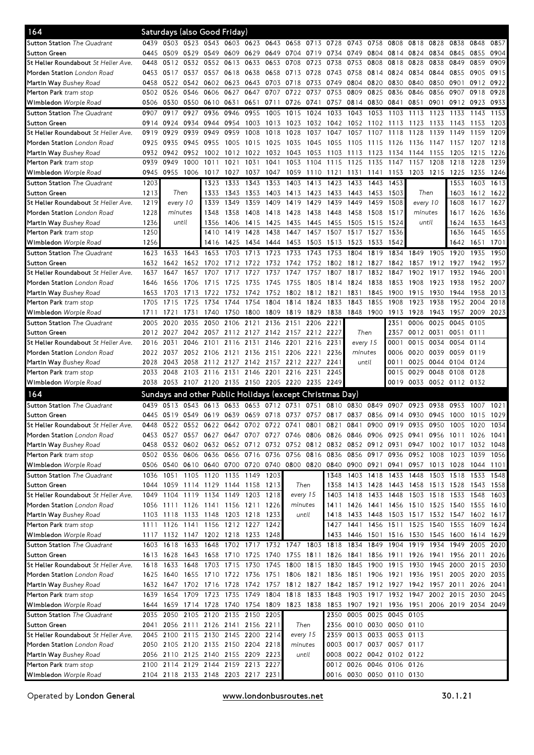## 164 Saturdays (also Good Friday)

| Stop | | | | | | | | | | | | | | | | | | |
|---|---|---|---|---|---|---|---|---|---|---|---|---|---|---|---|---|---|---|
| Sutton Station The Quadrant | 0439 | 0503 | 0523 | 0543 | 0603 | 0623 | 0643 | 0658 | 0713 | 0728 | 0743 | 0758 | 0808 | 0818 | 0828 | 0838 | 0848 | 0857 |
| Sutton Green | 0445 | 0509 | 0529 | 0549 | 0609 | 0629 | 0649 | 0704 | 0719 | 0734 | 0749 | 0804 | 0814 | 0824 | 0834 | 0845 | 0855 | 0904 |
| St Helier Roundabout St Helier Ave. | 0448 | 0512 | 0532 | 0552 | 0613 | 0633 | 0653 | 0708 | 0723 | 0738 | 0753 | 0808 | 0818 | 0828 | 0838 | 0849 | 0859 | 0909 |
| Morden Station London Road | 0453 | 0517 | 0537 | 0557 | 0618 | 0638 | 0658 | 0713 | 0728 | 0743 | 0758 | 0814 | 0824 | 0834 | 0844 | 0855 | 0905 | 0915 |
| Martin Way Bushey Road | 0458 | 0522 | 0542 | 0602 | 0623 | 0643 | 0703 | 0718 | 0733 | 0749 | 0804 | 0820 | 0830 | 0840 | 0850 | 0901 | 0912 | 0922 |
| Merton Park tram stop | 0502 | 0526 | 0546 | 0606 | 0627 | 0647 | 0707 | 0722 | 0737 | 0753 | 0809 | 0825 | 0836 | 0846 | 0856 | 0907 | 0918 | 0928 |
| Wimbledon Worple Road | 0506 | 0530 | 0550 | 0610 | 0631 | 0651 | 0711 | 0726 | 0741 | 0757 | 0814 | 0830 | 0841 | 0851 | 0901 | 0912 | 0923 | 0933 |

| Stop | | | | | | | | | | | | | | | | | | |
|---|---|---|---|---|---|---|---|---|---|---|---|---|---|---|---|---|---|---|
| Sutton Station The Quadrant | 0907 | 0917 | 0927 | 0936 | 0946 | 0955 | 1005 | 1015 | 1024 | 1033 | 1043 | 1053 | 1103 | 1113 | 1123 | 1133 | 1143 | 1153 |
| Sutton Green | 0914 | 0924 | 0934 | 0944 | 0954 | 1003 | 1013 | 1023 | 1032 | 1042 | 1052 | 1102 | 1113 | 1123 | 1133 | 1143 | 1153 | 1203 |
| St Helier Roundabout St Helier Ave. | 0919 | 0929 | 0939 | 0949 | 0959 | 1008 | 1018 | 1028 | 1037 | 1047 | 1057 | 1107 | 1118 | 1128 | 1139 | 1149 | 1159 | 1209 |
| Morden Station London Road | 0925 | 0935 | 0945 | 0955 | 1005 | 1015 | 1025 | 1035 | 1045 | 1055 | 1105 | 1115 | 1126 | 1136 | 1147 | 1157 | 1207 | 1218 |
| Martin Way Bushey Road | 0932 | 0942 | 0952 | 1002 | 1012 | 1022 | 1032 | 1043 | 1053 | 1103 | 1113 | 1123 | 1134 | 1144 | 1155 | 1205 | 1215 | 1226 |
| Merton Park tram stop | 0939 | 0949 | 1000 | 1011 | 1021 | 1031 | 1041 | 1053 | 1104 | 1115 | 1125 | 1135 | 1147 | 1157 | 1208 | 1218 | 1228 | 1239 |
| Wimbledon Worple Road | 0945 | 0955 | 1006 | 1017 | 1027 | 1037 | 1047 | 1059 | 1110 | 1121 | 1131 | 1141 | 1153 | 1203 | 1215 | 1225 | 1235 | 1246 |

| Stop | | | | | | | | | | | | | | | | |
|---|---|---|---|---|---|---|---|---|---|---|---|---|---|---|---|---|
| Sutton Station The Quadrant | 1203 | Then every 10 minutes until | 1323 | 1333 | 1343 | 1353 | 1403 | 1413 | 1423 | 1433 | 1443 | 1453 | Then every 10 minutes until | 1553 | 1603 | 1613 |
| Sutton Green | 1213 | | 1333 | 1343 | 1353 | 1403 | 1413 | 1423 | 1433 | 1443 | 1453 | 1503 | | 1603 | 1612 | 1622 |
| St Helier Roundabout St Helier Ave. | 1219 | | 1339 | 1349 | 1359 | 1409 | 1419 | 1429 | 1439 | 1449 | 1459 | 1508 | | 1608 | 1617 | 1627 |
| Morden Station London Road | 1228 | | 1348 | 1358 | 1408 | 1418 | 1428 | 1438 | 1448 | 1458 | 1508 | 1517 | | 1617 | 1626 | 1636 |
| Martin Way Bushey Road | 1236 | | 1356 | 1406 | 1415 | 1425 | 1435 | 1445 | 1455 | 1505 | 1515 | 1524 | | 1624 | 1633 | 1643 |
| Merton Park tram stop | 1250 | | 1410 | 1419 | 1428 | 1438 | 1447 | 1457 | 1507 | 1517 | 1527 | 1536 | | 1636 | 1645 | 1655 |
| Wimbledon Worple Road | 1256 | | 1416 | 1425 | 1434 | 1444 | 1453 | 1503 | 1513 | 1523 | 1533 | 1542 | | 1642 | 1651 | 1701 |

| Stop | | | | | | | | | | | | | | | | | | |
|---|---|---|---|---|---|---|---|---|---|---|---|---|---|---|---|---|---|---|
| Sutton Station The Quadrant | 1623 | 1633 | 1643 | 1653 | 1703 | 1713 | 1723 | 1733 | 1743 | 1753 | 1804 | 1819 | 1834 | 1849 | 1905 | 1920 | 1935 | 1950 |
| Sutton Green | 1632 | 1642 | 1652 | 1702 | 1712 | 1722 | 1732 | 1742 | 1752 | 1802 | 1812 | 1827 | 1842 | 1857 | 1912 | 1927 | 1942 | 1957 |
| St Helier Roundabout St Helier Ave. | 1637 | 1647 | 1657 | 1707 | 1717 | 1727 | 1737 | 1747 | 1757 | 1807 | 1817 | 1832 | 1847 | 1902 | 1917 | 1932 | 1946 | 2001 |
| Morden Station London Road | 1646 | 1656 | 1706 | 1715 | 1725 | 1735 | 1745 | 1755 | 1805 | 1814 | 1824 | 1838 | 1853 | 1908 | 1923 | 1938 | 1952 | 2007 |
| Martin Way Bushey Road | 1653 | 1703 | 1713 | 1722 | 1732 | 1742 | 1752 | 1802 | 1812 | 1821 | 1831 | 1845 | 1900 | 1915 | 1930 | 1944 | 1958 | 2013 |
| Merton Park tram stop | 1705 | 1715 | 1725 | 1734 | 1744 | 1754 | 1804 | 1814 | 1824 | 1833 | 1843 | 1855 | 1908 | 1923 | 1938 | 1952 | 2004 | 2018 |
| Wimbledon Worple Road | 1711 | 1721 | 1731 | 1740 | 1750 | 1800 | 1809 | 1819 | 1829 | 1838 | 1848 | 1900 | 1913 | 1928 | 1943 | 1957 | 2009 | 2023 |

| Stop | | | | | | | | | | | | | | | |
|---|---|---|---|---|---|---|---|---|---|---|---|---|---|---|---|
| Sutton Station The Quadrant | 2005 | 2020 | 2035 | 2050 | 2106 | 2121 | 2136 | 2151 | 2206 | 2221 | Then every 15 minutes until | 2351 | 0006 | 0025 | 0045 | 0105 |
| Sutton Green | 2012 | 2027 | 2042 | 2057 | 2112 | 2127 | 2142 | 2157 | 2212 | 2227 | | 2357 | 0012 | 0031 | 0051 | 0111 |
| St Helier Roundabout St Helier Ave. | 2016 | 2031 | 2046 | 2101 | 2116 | 2131 | 2146 | 2201 | 2216 | 2231 | | 0001 | 0015 | 0034 | 0054 | 0114 |
| Morden Station London Road | 2022 | 2037 | 2052 | 2106 | 2121 | 2136 | 2151 | 2206 | 2221 | 2236 | | 0006 | 0020 | 0039 | 0059 | 0119 |
| Martin Way Bushey Road | 2028 | 2043 | 2058 | 2112 | 2127 | 2142 | 2157 | 2212 | 2227 | 2241 | | 0011 | 0025 | 0044 | 0104 | 0124 |
| Merton Park tram stop | 2033 | 2048 | 2103 | 2116 | 2131 | 2146 | 2201 | 2216 | 2231 | 2245 | | 0015 | 0029 | 0048 | 0108 | 0128 |
| Wimbledon Worple Road | 2038 | 2053 | 2107 | 2120 | 2135 | 2150 | 2205 | 2220 | 2235 | 2249 | | 0019 | 0033 | 0052 | 0112 | 0132 |

## 164 Sundays and other Public Holidays (except Christmas Day)

| Stop | | | | | | | | | | | | | | | | | | |
|---|---|---|---|---|---|---|---|---|---|---|---|---|---|---|---|---|---|---|
| Sutton Station The Quadrant | 0439 | 0513 | 0543 | 0613 | 0633 | 0653 | 0712 | 0731 | 0751 | 0810 | 0830 | 0849 | 0907 | 0923 | 0938 | 0953 | 1007 | 1021 |
| Sutton Green | 0445 | 0519 | 0549 | 0619 | 0639 | 0659 | 0718 | 0737 | 0757 | 0817 | 0837 | 0856 | 0914 | 0930 | 0945 | 1000 | 1015 | 1029 |
| St Helier Roundabout St Helier Ave. | 0448 | 0522 | 0552 | 0622 | 0642 | 0702 | 0722 | 0741 | 0801 | 0821 | 0841 | 0900 | 0919 | 0935 | 0950 | 1005 | 1020 | 1034 |
| Morden Station London Road | 0453 | 0527 | 0557 | 0627 | 0647 | 0707 | 0727 | 0746 | 0806 | 0826 | 0846 | 0906 | 0925 | 0941 | 0956 | 1011 | 1026 | 1041 |
| Martin Way Bushey Road | 0458 | 0532 | 0602 | 0632 | 0652 | 0712 | 0732 | 0752 | 0812 | 0832 | 0852 | 0912 | 0931 | 0947 | 1002 | 1017 | 1032 | 1048 |
| Merton Park tram stop | 0502 | 0536 | 0606 | 0636 | 0656 | 0716 | 0736 | 0756 | 0816 | 0836 | 0856 | 0917 | 0936 | 0952 | 1008 | 1023 | 1039 | 1056 |
| Wimbledon Worple Road | 0506 | 0540 | 0610 | 0640 | 0700 | 0720 | 0740 | 0800 | 0820 | 0840 | 0900 | 0921 | 0941 | 0957 | 1013 | 1028 | 1044 | 1101 |

| Stop | | | | | | | | | | | | | | | | | |
|---|---|---|---|---|---|---|---|---|---|---|---|---|---|---|---|---|---|
| Sutton Station The Quadrant | 1036 | 1051 | 1105 | 1120 | 1135 | 1149 | 1203 | Then every 15 minutes until | 1348 | 1403 | 1418 | 1433 | 1448 | 1503 | 1518 | 1533 | 1548 |
| Sutton Green | 1044 | 1059 | 1114 | 1129 | 1144 | 1158 | 1213 | | 1358 | 1413 | 1428 | 1443 | 1458 | 1513 | 1528 | 1543 | 1558 |
| St Helier Roundabout St Helier Ave. | 1049 | 1104 | 1119 | 1134 | 1149 | 1203 | 1218 | | 1403 | 1418 | 1433 | 1448 | 1503 | 1518 | 1533 | 1548 | 1603 |
| Morden Station London Road | 1056 | 1111 | 1126 | 1141 | 1156 | 1211 | 1226 | | 1411 | 1426 | 1441 | 1456 | 1510 | 1525 | 1540 | 1555 | 1610 |
| Martin Way Bushey Road | 1103 | 1118 | 1133 | 1148 | 1203 | 1218 | 1233 | | 1418 | 1433 | 1448 | 1503 | 1517 | 1532 | 1547 | 1602 | 1617 |
| Merton Park tram stop | 1111 | 1126 | 1141 | 1156 | 1212 | 1227 | 1242 | | 1427 | 1441 | 1456 | 1511 | 1525 | 1540 | 1555 | 1609 | 1624 |
| Wimbledon Worple Road | 1117 | 1132 | 1147 | 1202 | 1218 | 1233 | 1248 | | 1433 | 1446 | 1501 | 1516 | 1530 | 1545 | 1600 | 1614 | 1629 |

| Stop | | | | | | | | | | | | | | | | | | |
|---|---|---|---|---|---|---|---|---|---|---|---|---|---|---|---|---|---|---|
| Sutton Station The Quadrant | 1603 | 1618 | 1633 | 1648 | 1702 | 1717 | 1732 | 1747 | 1803 | 1818 | 1834 | 1849 | 1904 | 1919 | 1934 | 1949 | 2005 | 2020 |
| Sutton Green | 1613 | 1628 | 1643 | 1658 | 1710 | 1725 | 1740 | 1755 | 1811 | 1826 | 1841 | 1856 | 1911 | 1926 | 1941 | 1956 | 2011 | 2026 |
| St Helier Roundabout St Helier Ave. | 1618 | 1633 | 1648 | 1703 | 1715 | 1730 | 1745 | 1800 | 1815 | 1830 | 1845 | 1900 | 1915 | 1930 | 1945 | 2000 | 2015 | 2030 |
| Morden Station London Road | 1625 | 1640 | 1655 | 1710 | 1722 | 1736 | 1751 | 1806 | 1821 | 1836 | 1851 | 1906 | 1921 | 1936 | 1951 | 2005 | 2020 | 2035 |
| Martin Way Bushey Road | 1632 | 1647 | 1702 | 1716 | 1728 | 1742 | 1757 | 1812 | 1827 | 1842 | 1857 | 1912 | 1927 | 1942 | 1957 | 2011 | 2026 | 2041 |
| Merton Park tram stop | 1639 | 1654 | 1709 | 1723 | 1735 | 1749 | 1804 | 1818 | 1833 | 1848 | 1903 | 1917 | 1932 | 1947 | 2002 | 2015 | 2030 | 2045 |
| Wimbledon Worple Road | 1644 | 1659 | 1714 | 1728 | 1740 | 1754 | 1809 | 1823 | 1838 | 1853 | 1907 | 1921 | 1936 | 1951 | 2006 | 2019 | 2034 | 2049 |

| Stop | | | | | | | | | | | | | |
|---|---|---|---|---|---|---|---|---|---|---|---|---|---|
| Sutton Station The Quadrant | 2035 | 2050 | 2105 | 2120 | 2135 | 2150 | 2205 | Then every 15 minutes until | 2350 | 0005 | 0025 | 0045 | 0105 |
| Sutton Green | 2041 | 2056 | 2111 | 2126 | 2141 | 2156 | 2211 | | 2356 | 0010 | 0030 | 0050 | 0110 |
| St Helier Roundabout St Helier Ave. | 2045 | 2100 | 2115 | 2130 | 2145 | 2200 | 2214 | | 2359 | 0013 | 0033 | 0053 | 0113 |
| Morden Station London Road | 2050 | 2105 | 2120 | 2135 | 2150 | 2204 | 2218 | | 0003 | 0017 | 0037 | 0057 | 0117 |
| Martin Way Bushey Road | 2056 | 2110 | 2125 | 2140 | 2155 | 2209 | 2223 | | 0008 | 0022 | 0042 | 0102 | 0122 |
| Merton Park tram stop | 2100 | 2114 | 2129 | 2144 | 2159 | 2213 | 2227 | | 0012 | 0026 | 0046 | 0106 | 0126 |
| Wimbledon Worple Road | 2104 | 2118 | 2133 | 2148 | 2203 | 2217 | 2231 | | 0016 | 0030 | 0050 | 0110 | 0130 |

Operated by **London General** www.londonbusroutes.net 30.1.21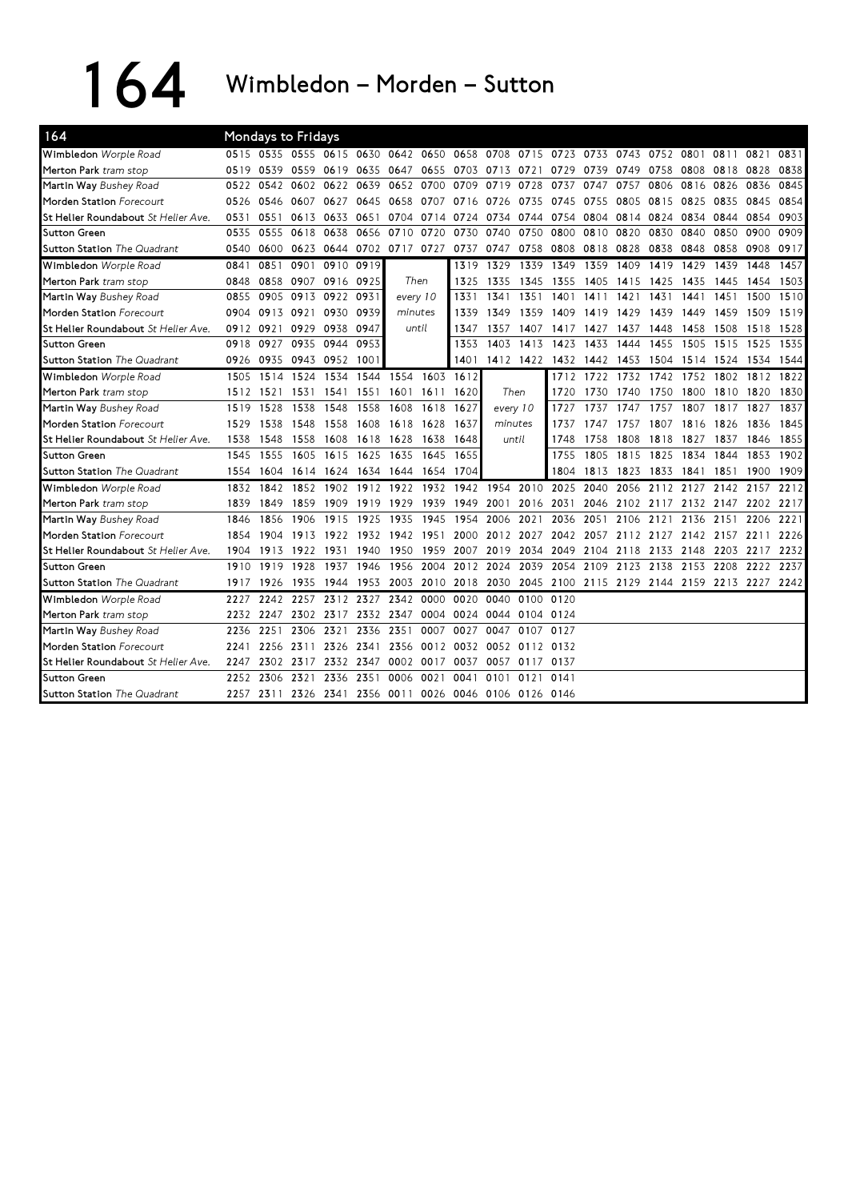# 164 Wimbledon – Morden – Sutton

**164 — Mondays to Fridays**

| Stop | | | | | | | | | | | | | | | | | | |
|---|---|---|---|---|---|---|---|---|---|---|---|---|---|---|---|---|---|---|
| **Wimbledon** *Worple Road* | 0515 | 0535 | 0555 | 0615 | 0630 | 0642 | 0650 | 0658 | 0708 | 0715 | 0723 | 0733 | 0743 | 0752 | 0801 | 0811 | 0821 | 0831 |
| **Merton Park** *tram stop* | 0519 | 0539 | 0559 | 0619 | 0635 | 0647 | 0655 | 0703 | 0713 | 0721 | 0729 | 0739 | 0749 | 0758 | 0808 | 0818 | 0828 | 0838 |
| **Martin Way** *Bushey Road* | 0522 | 0542 | 0602 | 0622 | 0639 | 0652 | 0700 | 0709 | 0719 | 0728 | 0737 | 0747 | 0757 | 0806 | 0816 | 0826 | 0836 | 0845 |
| **Morden Station** *Forecourt* | 0526 | 0546 | 0607 | 0627 | 0645 | 0658 | 0707 | 0716 | 0726 | 0735 | 0745 | 0755 | 0805 | 0815 | 0825 | 0835 | 0845 | 0854 |
| **St Helier Roundabout** *St Helier Ave.* | 0531 | 0551 | 0613 | 0633 | 0651 | 0704 | 0714 | 0724 | 0734 | 0744 | 0754 | 0804 | 0814 | 0824 | 0834 | 0844 | 0854 | 0903 |
| **Sutton Green** | 0535 | 0555 | 0618 | 0638 | 0656 | 0710 | 0720 | 0730 | 0740 | 0750 | 0800 | 0810 | 0820 | 0830 | 0840 | 0850 | 0900 | 0909 |
| **Sutton Station** *The Quadrant* | 0540 | 0600 | 0623 | 0644 | 0702 | 0717 | 0727 | 0737 | 0747 | 0758 | 0808 | 0818 | 0828 | 0838 | 0848 | 0858 | 0908 | 0917 |

| Stop | | | | | | | | | | | | | | | | | | |
|---|---|---|---|---|---|---|---|---|---|---|---|---|---|---|---|---|---|---|
| **Wimbledon** *Worple Road* | 0841 | 0851 | 0901 | 0910 | 0919 | | | 1319 | 1329 | 1339 | 1349 | 1359 | 1409 | 1419 | 1429 | 1439 | 1448 | 1457 |
| **Merton Park** *tram stop* | 0848 | 0858 | 0907 | 0916 | 0925 | *Then* | | 1325 | 1335 | 1345 | 1355 | 1405 | 1415 | 1425 | 1435 | 1445 | 1454 | 1503 |
| **Martin Way** *Bushey Road* | 0855 | 0905 | 0913 | 0922 | 0931 | *every 10* | | 1331 | 1341 | 1351 | 1401 | 1411 | 1421 | 1431 | 1441 | 1451 | 1500 | 1510 |
| **Morden Station** *Forecourt* | 0904 | 0913 | 0921 | 0930 | 0939 | *minutes* | | 1339 | 1349 | 1359 | 1409 | 1419 | 1429 | 1439 | 1449 | 1459 | 1509 | 1519 |
| **St Helier Roundabout** *St Helier Ave.* | 0912 | 0921 | 0929 | 0938 | 0947 | *until* | | 1347 | 1357 | 1407 | 1417 | 1427 | 1437 | 1448 | 1458 | 1508 | 1518 | 1528 |
| **Sutton Green** | 0918 | 0927 | 0935 | 0944 | 0953 | | | 1353 | 1403 | 1413 | 1423 | 1433 | 1444 | 1455 | 1505 | 1515 | 1525 | 1535 |
| **Sutton Station** *The Quadrant* | 0926 | 0935 | 0943 | 0952 | 1001 | | | 1401 | 1412 | 1422 | 1432 | 1442 | 1453 | 1504 | 1514 | 1524 | 1534 | 1544 |

| Stop | | | | | | | | | | | | | | | | | | |
|---|---|---|---|---|---|---|---|---|---|---|---|---|---|---|---|---|---|---|
| **Wimbledon** *Worple Road* | 1505 | 1514 | 1524 | 1534 | 1544 | 1554 | 1603 | 1612 | | | 1712 | 1722 | 1732 | 1742 | 1752 | 1802 | 1812 | 1822 |
| **Merton Park** *tram stop* | 1512 | 1521 | 1531 | 1541 | 1551 | 1601 | 1611 | 1620 | *Then* | | 1720 | 1730 | 1740 | 1750 | 1800 | 1810 | 1820 | 1830 |
| **Martin Way** *Bushey Road* | 1519 | 1528 | 1538 | 1548 | 1558 | 1608 | 1618 | 1627 | *every 10* | | 1727 | 1737 | 1747 | 1757 | 1807 | 1817 | 1827 | 1837 |
| **Morden Station** *Forecourt* | 1529 | 1538 | 1548 | 1558 | 1608 | 1618 | 1628 | 1637 | *minutes* | | 1737 | 1747 | 1757 | 1807 | 1816 | 1826 | 1836 | 1845 |
| **St Helier Roundabout** *St Helier Ave.* | 1538 | 1548 | 1558 | 1608 | 1618 | 1628 | 1638 | 1648 | *until* | | 1748 | 1758 | 1808 | 1818 | 1827 | 1837 | 1846 | 1855 |
| **Sutton Green** | 1545 | 1555 | 1605 | 1615 | 1625 | 1635 | 1645 | 1655 | | | 1755 | 1805 | 1815 | 1825 | 1834 | 1844 | 1853 | 1902 |
| **Sutton Station** *The Quadrant* | 1554 | 1604 | 1614 | 1624 | 1634 | 1644 | 1654 | 1704 | | | 1804 | 1813 | 1823 | 1833 | 1841 | 1851 | 1900 | 1909 |

| Stop | | | | | | | | | | | | | | | | | | |
|---|---|---|---|---|---|---|---|---|---|---|---|---|---|---|---|---|---|---|
| **Wimbledon** *Worple Road* | 1832 | 1842 | 1852 | 1902 | 1912 | 1922 | 1932 | 1942 | 1954 | 2010 | 2025 | 2040 | 2056 | 2112 | 2127 | 2142 | 2157 | 2212 |
| **Merton Park** *tram stop* | 1839 | 1849 | 1859 | 1909 | 1919 | 1929 | 1939 | 1949 | 2001 | 2016 | 2031 | 2046 | 2102 | 2117 | 2132 | 2147 | 2202 | 2217 |
| **Martin Way** *Bushey Road* | 1846 | 1856 | 1906 | 1915 | 1925 | 1935 | 1945 | 1954 | 2006 | 2021 | 2036 | 2051 | 2106 | 2121 | 2136 | 2151 | 2206 | 2221 |
| **Morden Station** *Forecourt* | 1854 | 1904 | 1913 | 1922 | 1932 | 1942 | 1951 | 2000 | 2012 | 2027 | 2042 | 2057 | 2112 | 2127 | 2142 | 2157 | 2211 | 2226 |
| **St Helier Roundabout** *St Helier Ave.* | 1904 | 1913 | 1922 | 1931 | 1940 | 1950 | 1959 | 2007 | 2019 | 2034 | 2049 | 2104 | 2118 | 2133 | 2148 | 2203 | 2217 | 2232 |
| **Sutton Green** | 1910 | 1919 | 1928 | 1937 | 1946 | 1956 | 2004 | 2012 | 2024 | 2039 | 2054 | 2109 | 2123 | 2138 | 2153 | 2208 | 2222 | 2237 |
| **Sutton Station** *The Quadrant* | 1917 | 1926 | 1935 | 1944 | 1953 | 2003 | 2010 | 2018 | 2030 | 2045 | 2100 | 2115 | 2129 | 2144 | 2159 | 2213 | 2227 | 2242 |

| Stop | | | | | | | | | | | |
|---|---|---|---|---|---|---|---|---|---|---|---|
| **Wimbledon** *Worple Road* | 2227 | 2242 | 2257 | 2312 | 2327 | 2342 | 0000 | 0020 | 0040 | 0100 | 0120 |
| **Merton Park** *tram stop* | 2232 | 2247 | 2302 | 2317 | 2332 | 2347 | 0004 | 0024 | 0044 | 0104 | 0124 |
| **Martin Way** *Bushey Road* | 2236 | 2251 | 2306 | 2321 | 2336 | 2351 | 0007 | 0027 | 0047 | 0107 | 0127 |
| **Morden Station** *Forecourt* | 2241 | 2256 | 2311 | 2326 | 2341 | 2356 | 0012 | 0032 | 0052 | 0112 | 0132 |
| **St Helier Roundabout** *St Helier Ave.* | 2247 | 2302 | 2317 | 2332 | 2347 | 0002 | 0017 | 0037 | 0057 | 0117 | 0137 |
| **Sutton Green** | 2252 | 2306 | 2321 | 2336 | 2351 | 0006 | 0021 | 0041 | 0101 | 0121 | 0141 |
| **Sutton Station** *The Quadrant* | 2257 | 2311 | 2326 | 2341 | 2356 | 0011 | 0026 | 0046 | 0106 | 0126 | 0146 |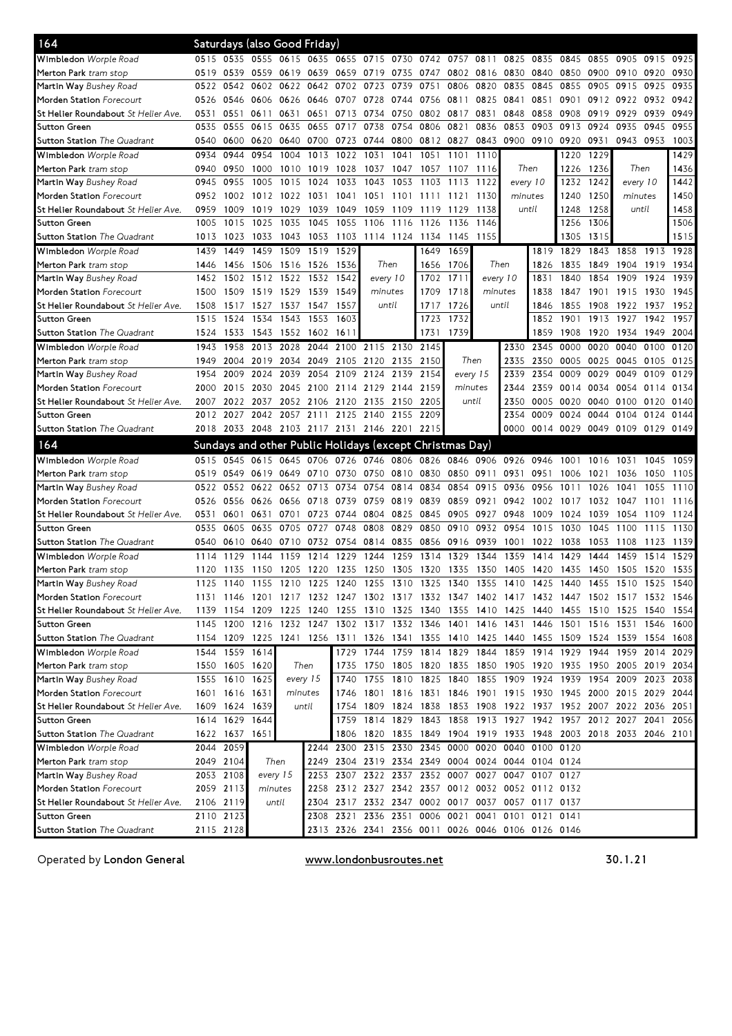## 164 Saturdays (also Good Friday)

| | | | | | | | | | | | | | | | | | | |
|---|---|---|---|---|---|---|---|---|---|---|---|---|---|---|---|---|---|---|
| **Wimbledon** *Worple Road* | 0515 | 0535 | 0555 | 0615 | 0635 | 0655 | 0715 | 0730 | 0742 | 0757 | 0811 | 0825 | 0835 | 0845 | 0855 | 0905 | 0915 | 0925 |
| **Merton Park** *tram stop* | 0519 | 0539 | 0559 | 0619 | 0639 | 0659 | 0719 | 0735 | 0747 | 0802 | 0816 | 0830 | 0840 | 0850 | 0900 | 0910 | 0920 | 0930 |
| **Martin Way** *Bushey Road* | 0522 | 0542 | 0602 | 0622 | 0642 | 0702 | 0723 | 0739 | 0751 | 0806 | 0820 | 0835 | 0845 | 0855 | 0905 | 0915 | 0925 | 0935 |
| **Morden Station** *Forecourt* | 0526 | 0546 | 0606 | 0626 | 0646 | 0707 | 0728 | 0744 | 0756 | 0811 | 0825 | 0841 | 0851 | 0901 | 0912 | 0922 | 0932 | 0942 |
| **St Helier Roundabout** *St Helier Ave.* | 0531 | 0551 | 0611 | 0631 | 0651 | 0713 | 0734 | 0750 | 0802 | 0817 | 0831 | 0848 | 0858 | 0908 | 0919 | 0929 | 0939 | 0949 |
| **Sutton Green** | 0535 | 0555 | 0615 | 0635 | 0655 | 0717 | 0738 | 0754 | 0806 | 0821 | 0836 | 0853 | 0903 | 0913 | 0924 | 0935 | 0945 | 0955 |
| **Sutton Station** *The Quadrant* | 0540 | 0600 | 0620 | 0640 | 0700 | 0723 | 0744 | 0800 | 0812 | 0827 | 0843 | 0900 | 0910 | 0920 | 0931 | 0943 | 0953 | 1003 |

| | | | | | | | | | | | | | | | |
|---|---|---|---|---|---|---|---|---|---|---|---|---|---|---|---|
| **Wimbledon** *Worple Road* | 0934 | 0944 | 0954 | 1004 | 1013 | 1022 | 1031 | 1041 | 1051 | 1101 | 1110 | *Then every 10 minutes until* | 1220 | 1229 | *Then every 10 minutes until* | 1429 |
| **Merton Park** *tram stop* | 0940 | 0950 | 1000 | 1010 | 1019 | 1028 | 1037 | 1047 | 1057 | 1107 | 1116 | | 1226 | 1236 | | 1436 |
| **Martin Way** *Bushey Road* | 0945 | 0955 | 1005 | 1015 | 1024 | 1033 | 1043 | 1053 | 1103 | 1113 | 1122 | | 1232 | 1242 | | 1442 |
| **Morden Station** *Forecourt* | 0952 | 1002 | 1012 | 1022 | 1031 | 1041 | 1051 | 1101 | 1111 | 1121 | 1130 | | 1240 | 1250 | | 1450 |
| **St Helier Roundabout** *St Helier Ave.* | 0959 | 1009 | 1019 | 1029 | 1039 | 1049 | 1059 | 1109 | 1119 | 1129 | 1138 | | 1248 | 1258 | | 1458 |
| **Sutton Green** | 1005 | 1015 | 1025 | 1035 | 1045 | 1055 | 1106 | 1116 | 1126 | 1136 | 1146 | | 1256 | 1306 | | 1506 |
| **Sutton Station** *The Quadrant* | 1013 | 1023 | 1033 | 1043 | 1053 | 1103 | 1114 | 1124 | 1134 | 1145 | 1155 | | 1305 | 1315 | | 1515 |

| | | | | | | | | | | | | | | | | |
|---|---|---|---|---|---|---|---|---|---|---|---|---|---|---|---|---|
| **Wimbledon** *Worple Road* | 1439 | 1449 | 1459 | 1509 | 1519 | 1529 | *Then every 10 minutes until* | 1649 | 1659 | *Then every 10 minutes until* | 1819 | 1829 | 1843 | 1858 | 1913 | 1928 |
| **Merton Park** *tram stop* | 1446 | 1456 | 1506 | 1516 | 1526 | 1536 | | 1656 | 1706 | | 1826 | 1835 | 1849 | 1904 | 1919 | 1934 |
| **Martin Way** *Bushey Road* | 1452 | 1502 | 1512 | 1522 | 1532 | 1542 | | 1702 | 1711 | | 1831 | 1840 | 1854 | 1909 | 1924 | 1939 |
| **Morden Station** *Forecourt* | 1500 | 1509 | 1519 | 1529 | 1539 | 1549 | | 1709 | 1718 | | 1838 | 1847 | 1901 | 1915 | 1930 | 1945 |
| **St Helier Roundabout** *St Helier Ave.* | 1508 | 1517 | 1527 | 1537 | 1547 | 1557 | | 1717 | 1726 | | 1846 | 1855 | 1908 | 1922 | 1937 | 1952 |
| **Sutton Green** | 1515 | 1524 | 1534 | 1543 | 1553 | 1603 | | 1723 | 1732 | | 1852 | 1901 | 1913 | 1927 | 1942 | 1957 |
| **Sutton Station** *The Quadrant* | 1524 | 1533 | 1543 | 1552 | 1602 | 1611 | | 1731 | 1739 | | 1859 | 1908 | 1920 | 1934 | 1949 | 2004 |

| | | | | | | | | | | | | | | | | | |
|---|---|---|---|---|---|---|---|---|---|---|---|---|---|---|---|---|---|
| **Wimbledon** *Worple Road* | 1943 | 1958 | 2013 | 2028 | 2044 | 2100 | 2115 | 2130 | 2145 | *Then every 15 minutes until* | 2330 | 2345 | 0000 | 0020 | 0040 | 0100 | 0120 |
| **Merton Park** *tram stop* | 1949 | 2004 | 2019 | 2034 | 2049 | 2105 | 2120 | 2135 | 2150 | | 2335 | 2350 | 0005 | 0025 | 0045 | 0105 | 0125 |
| **Martin Way** *Bushey Road* | 1954 | 2009 | 2024 | 2039 | 2054 | 2109 | 2124 | 2139 | 2154 | | 2339 | 2354 | 0009 | 0029 | 0049 | 0109 | 0129 |
| **Morden Station** *Forecourt* | 2000 | 2015 | 2030 | 2045 | 2100 | 2114 | 2129 | 2144 | 2159 | | 2344 | 2359 | 0014 | 0034 | 0054 | 0114 | 0134 |
| **St Helier Roundabout** *St Helier Ave.* | 2007 | 2022 | 2037 | 2052 | 2106 | 2120 | 2135 | 2150 | 2205 | | 2350 | 0005 | 0020 | 0040 | 0100 | 0120 | 0140 |
| **Sutton Green** | 2012 | 2027 | 2042 | 2057 | 2111 | 2125 | 2140 | 2155 | 2209 | | 2354 | 0009 | 0024 | 0044 | 0104 | 0124 | 0144 |
| **Sutton Station** *The Quadrant* | 2018 | 2033 | 2048 | 2103 | 2117 | 2131 | 2146 | 2201 | 2215 | | 0000 | 0014 | 0029 | 0049 | 0109 | 0129 | 0149 |

## 164 Sundays and other Public Holidays (except Christmas Day)

| | | | | | | | | | | | | | | | | | | |
|---|---|---|---|---|---|---|---|---|---|---|---|---|---|---|---|---|---|---|
| **Wimbledon** *Worple Road* | 0515 | 0545 | 0615 | 0645 | 0706 | 0726 | 0746 | 0806 | 0826 | 0846 | 0906 | 0926 | 0946 | 1001 | 1016 | 1031 | 1045 | 1059 |
| **Merton Park** *tram stop* | 0519 | 0549 | 0619 | 0649 | 0710 | 0730 | 0750 | 0810 | 0830 | 0850 | 0911 | 0931 | 0951 | 1006 | 1021 | 1036 | 1050 | 1105 |
| **Martin Way** *Bushey Road* | 0522 | 0552 | 0622 | 0652 | 0713 | 0734 | 0754 | 0814 | 0834 | 0854 | 0915 | 0936 | 0956 | 1011 | 1026 | 1041 | 1055 | 1110 |
| **Morden Station** *Forecourt* | 0526 | 0556 | 0626 | 0656 | 0718 | 0739 | 0759 | 0819 | 0839 | 0859 | 0921 | 0942 | 1002 | 1017 | 1032 | 1047 | 1101 | 1116 |
| **St Helier Roundabout** *St Helier Ave.* | 0531 | 0601 | 0631 | 0701 | 0723 | 0744 | 0804 | 0825 | 0845 | 0905 | 0927 | 0948 | 1009 | 1024 | 1039 | 1054 | 1109 | 1124 |
| **Sutton Green** | 0535 | 0605 | 0635 | 0705 | 0727 | 0748 | 0808 | 0829 | 0850 | 0910 | 0932 | 0954 | 1015 | 1030 | 1045 | 1100 | 1115 | 1130 |
| **Sutton Station** *The Quadrant* | 0540 | 0610 | 0640 | 0710 | 0732 | 0754 | 0814 | 0835 | 0856 | 0916 | 0939 | 1001 | 1022 | 1038 | 1053 | 1108 | 1123 | 1139 |

| | | | | | | | | | | | | | | | | | | |
|---|---|---|---|---|---|---|---|---|---|---|---|---|---|---|---|---|---|---|
| **Wimbledon** *Worple Road* | 1114 | 1129 | 1144 | 1159 | 1214 | 1229 | 1244 | 1259 | 1314 | 1329 | 1344 | 1359 | 1414 | 1429 | 1444 | 1459 | 1514 | 1529 |
| **Merton Park** *tram stop* | 1120 | 1135 | 1150 | 1205 | 1220 | 1235 | 1250 | 1305 | 1320 | 1335 | 1350 | 1405 | 1420 | 1435 | 1450 | 1505 | 1520 | 1535 |
| **Martin Way** *Bushey Road* | 1125 | 1140 | 1155 | 1210 | 1225 | 1240 | 1255 | 1310 | 1325 | 1340 | 1355 | 1410 | 1425 | 1440 | 1455 | 1510 | 1525 | 1540 |
| **Morden Station** *Forecourt* | 1131 | 1146 | 1201 | 1217 | 1232 | 1247 | 1302 | 1317 | 1332 | 1347 | 1402 | 1417 | 1432 | 1447 | 1502 | 1517 | 1532 | 1546 |
| **St Helier Roundabout** *St Helier Ave.* | 1139 | 1154 | 1209 | 1225 | 1240 | 1255 | 1310 | 1325 | 1340 | 1355 | 1410 | 1425 | 1440 | 1455 | 1510 | 1525 | 1540 | 1554 |
| **Sutton Green** | 1145 | 1200 | 1216 | 1232 | 1247 | 1302 | 1317 | 1332 | 1346 | 1401 | 1416 | 1431 | 1446 | 1501 | 1516 | 1531 | 1546 | 1600 |
| **Sutton Station** *The Quadrant* | 1154 | 1209 | 1225 | 1241 | 1256 | 1311 | 1326 | 1341 | 1355 | 1410 | 1425 | 1440 | 1455 | 1509 | 1524 | 1539 | 1554 | 1608 |

| | | | | | | | | | | | | | | | | | |
|---|---|---|---|---|---|---|---|---|---|---|---|---|---|---|---|---|---|
| **Wimbledon** *Worple Road* | 1544 | 1559 | 1614 | *Then every 15 minutes until* | 1729 | 1744 | 1759 | 1814 | 1829 | 1844 | 1859 | 1914 | 1929 | 1944 | 1959 | 2014 | 2029 |
| **Merton Park** *tram stop* | 1550 | 1605 | 1620 | | 1735 | 1750 | 1805 | 1820 | 1835 | 1850 | 1905 | 1920 | 1935 | 1950 | 2005 | 2019 | 2034 |
| **Martin Way** *Bushey Road* | 1555 | 1610 | 1625 | | 1740 | 1755 | 1810 | 1825 | 1840 | 1855 | 1909 | 1924 | 1939 | 1954 | 2009 | 2023 | 2038 |
| **Morden Station** *Forecourt* | 1601 | 1616 | 1631 | | 1746 | 1801 | 1816 | 1831 | 1846 | 1901 | 1915 | 1930 | 1945 | 2000 | 2015 | 2029 | 2044 |
| **St Helier Roundabout** *St Helier Ave.* | 1609 | 1624 | 1639 | | 1754 | 1809 | 1824 | 1838 | 1853 | 1908 | 1922 | 1937 | 1952 | 2007 | 2022 | 2036 | 2051 |
| **Sutton Green** | 1614 | 1629 | 1644 | | 1759 | 1814 | 1829 | 1843 | 1858 | 1913 | 1927 | 1942 | 1957 | 2012 | 2027 | 2041 | 2056 |
| **Sutton Station** *The Quadrant* | 1622 | 1637 | 1651 | | 1806 | 1820 | 1835 | 1849 | 1904 | 1919 | 1933 | 1948 | 2003 | 2018 | 2033 | 2046 | 2101 |

| | | | | | | | | | | | | | |
|---|---|---|---|---|---|---|---|---|---|---|---|---|---|
| **Wimbledon** *Worple Road* | 2044 | 2059 | *Then every 15 minutes until* | 2244 | 2300 | 2315 | 2330 | 2345 | 0000 | 0020 | 0040 | 0100 | 0120 |
| **Merton Park** *tram stop* | 2049 | 2104 | | 2249 | 2304 | 2319 | 2334 | 2349 | 0004 | 0024 | 0044 | 0104 | 0124 |
| **Martin Way** *Bushey Road* | 2053 | 2108 | | 2253 | 2307 | 2322 | 2337 | 2352 | 0007 | 0027 | 0047 | 0107 | 0127 |
| **Morden Station** *Forecourt* | 2059 | 2113 | | 2258 | 2312 | 2327 | 2342 | 2357 | 0012 | 0032 | 0052 | 0112 | 0132 |
| **St Helier Roundabout** *St Helier Ave.* | 2106 | 2119 | | 2304 | 2317 | 2332 | 2347 | 0002 | 0017 | 0037 | 0057 | 0117 | 0137 |
| **Sutton Green** | 2110 | 2123 | | 2308 | 2321 | 2336 | 2351 | 0006 | 0021 | 0041 | 0101 | 0121 | 0141 |
| **Sutton Station** *The Quadrant* | 2115 | 2128 | | 2313 | 2326 | 2341 | 2356 | 0011 | 0026 | 0046 | 0106 | 0126 | 0146 |

Operated by **London General** www.londonbusroutes.net 30.1.21